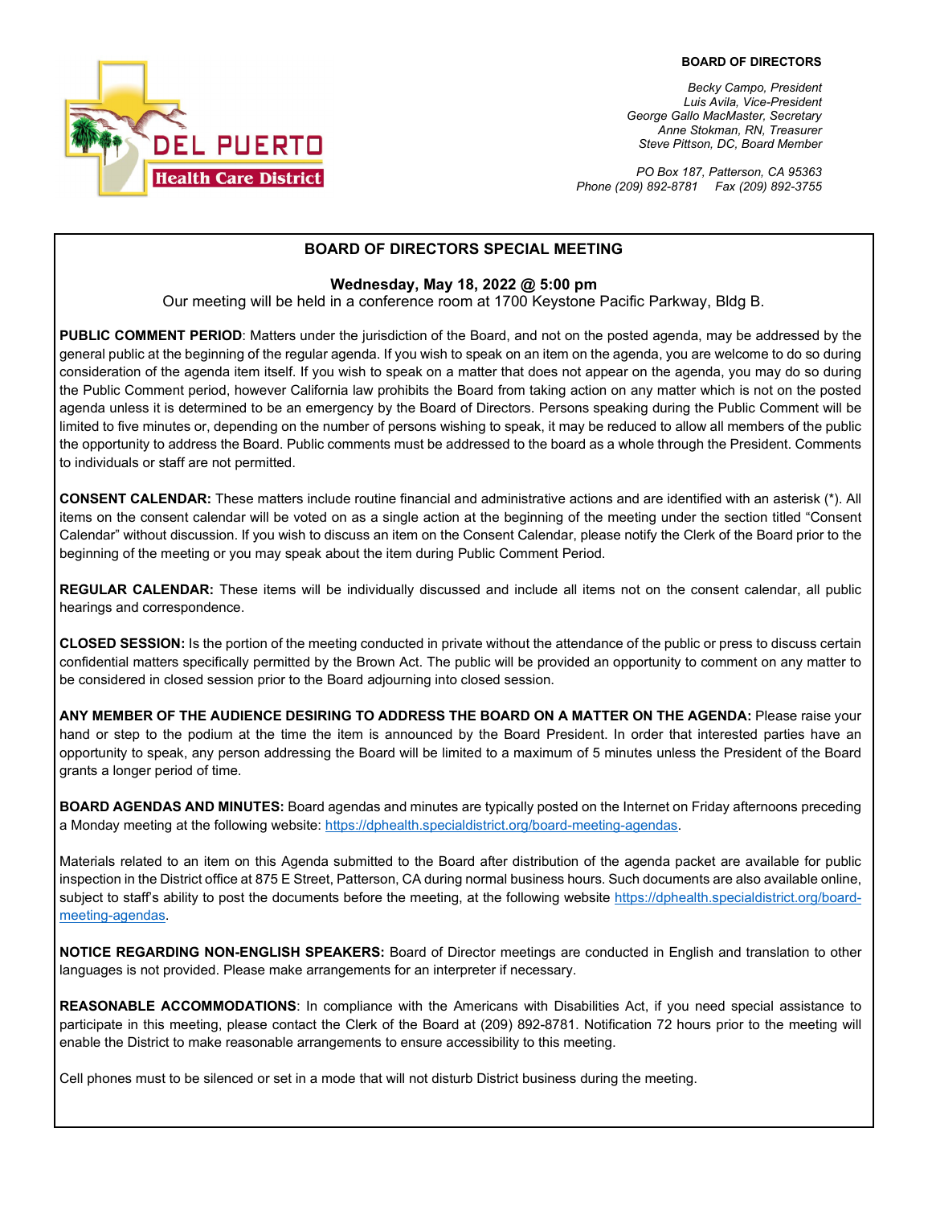DEL PUERTO
Health Care District

**BOARD OF DIRECTORS**

*Becky Campo, President*
*Luis Avila, Vice-President*
*George Gallo MacMaster, Secretary*
*Anne Stokman, RN, Treasurer*
*Steve Pittson, DC, Board Member*

*PO Box 187, Patterson, CA 95363*
*Phone (209) 892-8781 Fax (209) 892-3755*

## BOARD OF DIRECTORS SPECIAL MEETING

**Wednesday, May 18, 2022 @ 5:00 pm**
Our meeting will be held in a conference room at 1700 Keystone Pacific Parkway, Bldg B.

**PUBLIC COMMENT PERIOD**: Matters under the jurisdiction of the Board, and not on the posted agenda, may be addressed by the general public at the beginning of the regular agenda. If you wish to speak on an item on the agenda, you are welcome to do so during consideration of the agenda item itself. If you wish to speak on a matter that does not appear on the agenda, you may do so during the Public Comment period, however California law prohibits the Board from taking action on any matter which is not on the posted agenda unless it is determined to be an emergency by the Board of Directors. Persons speaking during the Public Comment will be limited to five minutes or, depending on the number of persons wishing to speak, it may be reduced to allow all members of the public the opportunity to address the Board. Public comments must be addressed to the board as a whole through the President. Comments to individuals or staff are not permitted.

**CONSENT CALENDAR:** These matters include routine financial and administrative actions and are identified with an asterisk (*). All items on the consent calendar will be voted on as a single action at the beginning of the meeting under the section titled "Consent Calendar" without discussion. If you wish to discuss an item on the Consent Calendar, please notify the Clerk of the Board prior to the beginning of the meeting or you may speak about the item during Public Comment Period.

**REGULAR CALENDAR:** These items will be individually discussed and include all items not on the consent calendar, all public hearings and correspondence.

**CLOSED SESSION:** Is the portion of the meeting conducted in private without the attendance of the public or press to discuss certain confidential matters specifically permitted by the Brown Act. The public will be provided an opportunity to comment on any matter to be considered in closed session prior to the Board adjourning into closed session.

**ANY MEMBER OF THE AUDIENCE DESIRING TO ADDRESS THE BOARD ON A MATTER ON THE AGENDA:** Please raise your hand or step to the podium at the time the item is announced by the Board President. In order that interested parties have an opportunity to speak, any person addressing the Board will be limited to a maximum of 5 minutes unless the President of the Board grants a longer period of time.

**BOARD AGENDAS AND MINUTES:** Board agendas and minutes are typically posted on the Internet on Friday afternoons preceding a Monday meeting at the following website: https://dphealth.specialdistrict.org/board-meeting-agendas.

Materials related to an item on this Agenda submitted to the Board after distribution of the agenda packet are available for public inspection in the District office at 875 E Street, Patterson, CA during normal business hours. Such documents are also available online, subject to staff's ability to post the documents before the meeting, at the following website https://dphealth.specialdistrict.org/board-meeting-agendas.

**NOTICE REGARDING NON-ENGLISH SPEAKERS:** Board of Director meetings are conducted in English and translation to other languages is not provided. Please make arrangements for an interpreter if necessary.

**REASONABLE ACCOMMODATIONS**: In compliance with the Americans with Disabilities Act, if you need special assistance to participate in this meeting, please contact the Clerk of the Board at (209) 892-8781. Notification 72 hours prior to the meeting will enable the District to make reasonable arrangements to ensure accessibility to this meeting.

Cell phones must to be silenced or set in a mode that will not disturb District business during the meeting.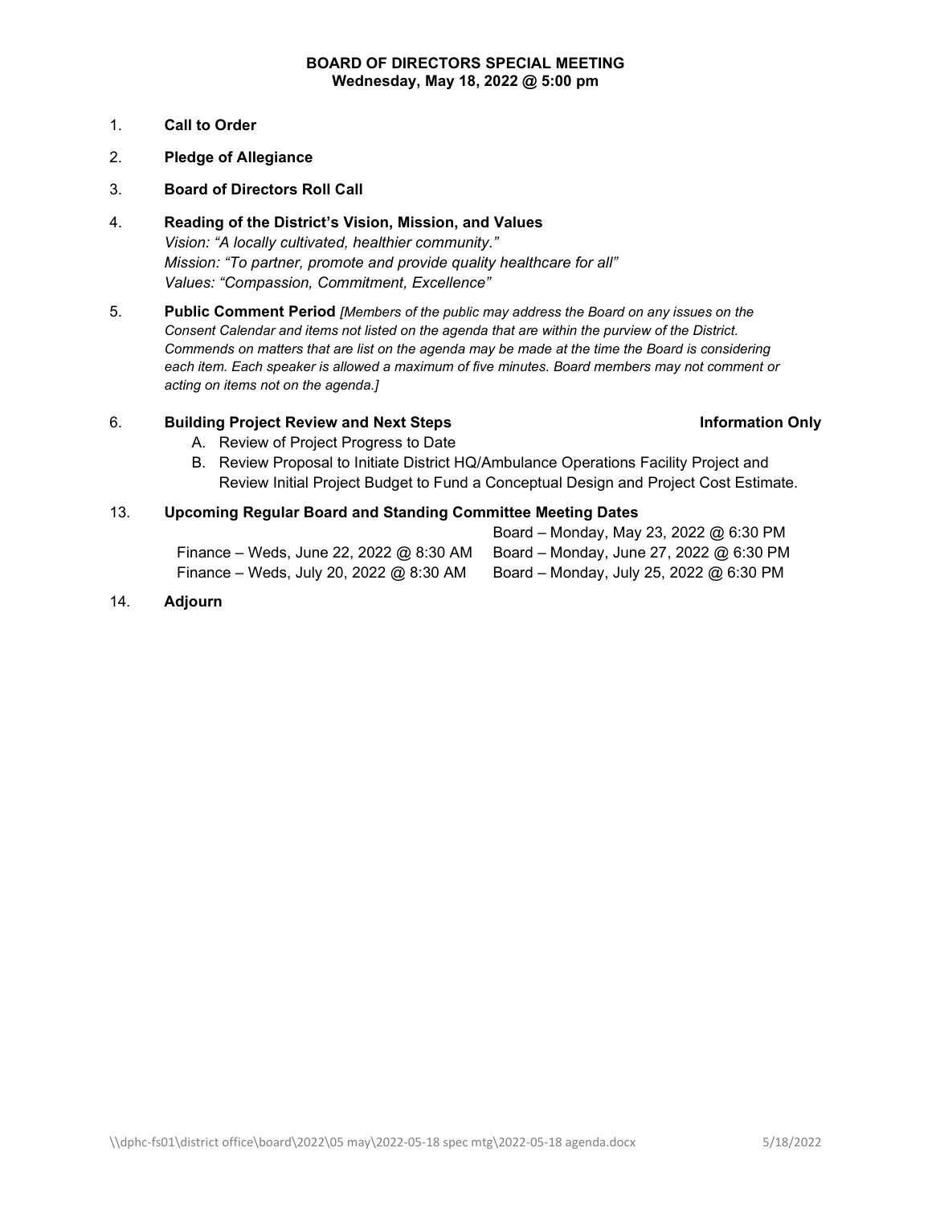**BOARD OF DIRECTORS SPECIAL MEETING**
**Wednesday, May 18, 2022 @ 5:00 pm**

1. **Call to Order**

2. **Pledge of Allegiance**

3. **Board of Directors Roll Call**

4. **Reading of the District's Vision, Mission, and Values**
   *Vision: "A locally cultivated, healthier community."*
   *Mission: "To partner, promote and provide quality healthcare for all"*
   *Values: "Compassion, Commitment, Excellence"*

5. **Public Comment Period** *[Members of the public may address the Board on any issues on the Consent Calendar and items not listed on the agenda that are within the purview of the District. Commends on matters that are list on the agenda may be made at the time the Board is considering each item. Each speaker is allowed a maximum of five minutes. Board members may not comment or acting on items not on the agenda.]*

6. **Building Project Review and Next Steps** — **Information Only**
   A. Review of Project Progress to Date
   B. Review Proposal to Initiate District HQ/Ambulance Operations Facility Project and Review Initial Project Budget to Fund a Conceptual Design and Project Cost Estimate.

13. **Upcoming Regular Board and Standing Committee Meeting Dates**

| | |
|---|---|
| | Board – Monday, May 23, 2022 @ 6:30 PM |
| Finance – Weds, June 22, 2022 @ 8:30 AM | Board – Monday, June 27, 2022 @ 6:30 PM |
| Finance – Weds, July 20, 2022 @ 8:30 AM | Board – Monday, July 25, 2022 @ 6:30 PM |

14. **Adjourn**

\\dphc-fs01\district office\board\2022\05 may\2022-05-18 spec mtg\2022-05-18 agenda.docx 5/18/2022